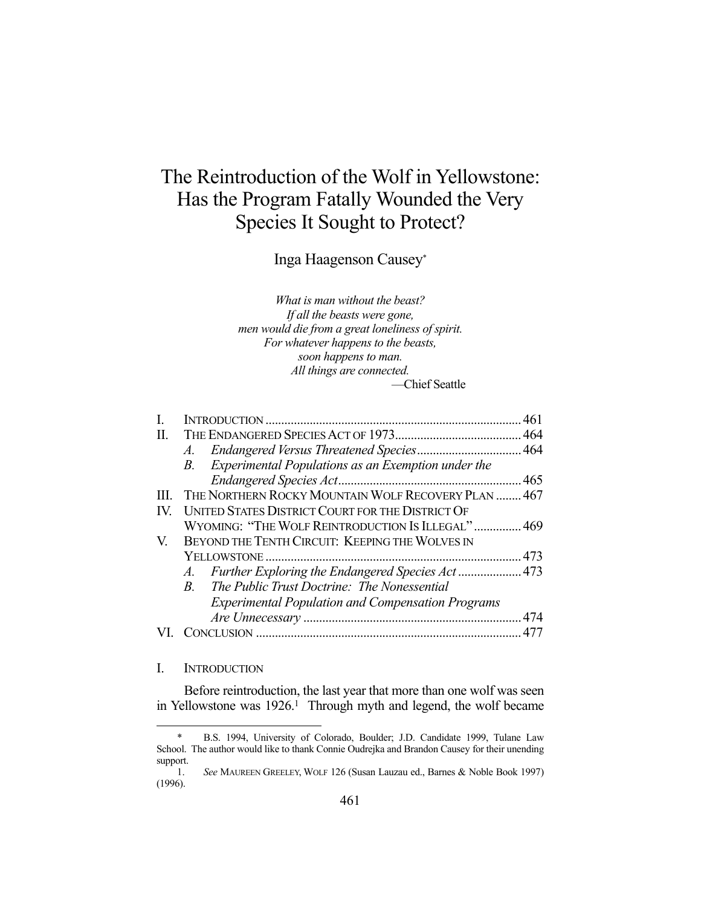# The Reintroduction of the Wolf in Yellowstone: Has the Program Fatally Wounded the Very Species It Sought to Protect?

Inga Haagenson Causey*

*What is man without the beast?*
*If all the beasts were gone,*
*men would die from a great loneliness of spirit.*
*For whatever happens to the beasts,*
*soon happens to man.*
*All things are connected.*

—Chief Seattle

| | | |
|---|---|---|
| I. | INTRODUCTION | 461 |
| II. | THE ENDANGERED SPECIES ACT OF 1973 | 464 |
| | *A. Endangered Versus Threatened Species* | 464 |
| | *B. Experimental Populations as an Exemption under the Endangered Species Act* | 465 |
| III. | THE NORTHERN ROCKY MOUNTAIN WOLF RECOVERY PLAN | 467 |
| IV. | UNITED STATES DISTRICT COURT FOR THE DISTRICT OF WYOMING: "THE WOLF REINTRODUCTION IS ILLEGAL" | 469 |
| V. | BEYOND THE TENTH CIRCUIT: KEEPING THE WOLVES IN YELLOWSTONE | 473 |
| | *A. Further Exploring the Endangered Species Act* | 473 |
| | *B. The Public Trust Doctrine: The Nonessential Experimental Population and Compensation Programs Are Unnecessary* | 474 |
| VI. | CONCLUSION | 477 |

## I. INTRODUCTION

Before reintroduction, the last year that more than one wolf was seen in Yellowstone was 1926.[1] Through myth and legend, the wolf became

---

\* B.S. 1994, University of Colorado, Boulder; J.D. Candidate 1999, Tulane Law School. The author would like to thank Connie Oudrejka and Brandon Causey for their unending support.

1. *See* MAUREEN GREELEY, WOLF 126 (Susan Lauzau ed., Barnes & Noble Book 1997) (1996).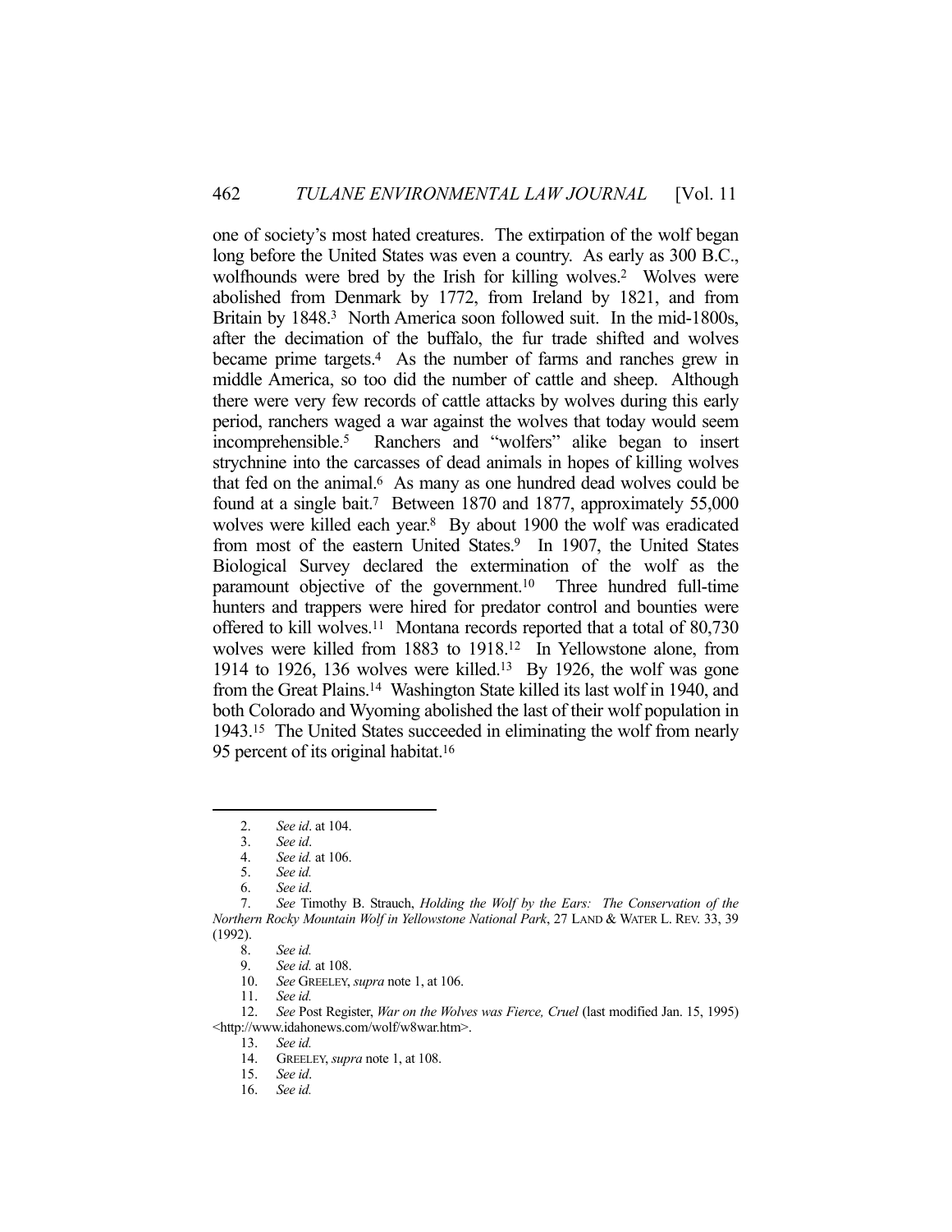one of society's most hated creatures. The extirpation of the wolf began long before the United States was even a country. As early as 300 B.C., wolfhounds were bred by the Irish for killing wolves.[2] Wolves were abolished from Denmark by 1772, from Ireland by 1821, and from Britain by 1848.[3] North America soon followed suit. In the mid-1800s, after the decimation of the buffalo, the fur trade shifted and wolves became prime targets.[4] As the number of farms and ranches grew in middle America, so too did the number of cattle and sheep. Although there were very few records of cattle attacks by wolves during this early period, ranchers waged a war against the wolves that today would seem incomprehensible.[5] Ranchers and "wolfers" alike began to insert strychnine into the carcasses of dead animals in hopes of killing wolves that fed on the animal.[6] As many as one hundred dead wolves could be found at a single bait.[7] Between 1870 and 1877, approximately 55,000 wolves were killed each year.[8] By about 1900 the wolf was eradicated from most of the eastern United States.[9] In 1907, the United States Biological Survey declared the extermination of the wolf as the paramount objective of the government.[10] Three hundred full-time hunters and trappers were hired for predator control and bounties were offered to kill wolves.[11] Montana records reported that a total of 80,730 wolves were killed from 1883 to 1918.[12] In Yellowstone alone, from 1914 to 1926, 136 wolves were killed.[13] By 1926, the wolf was gone from the Great Plains.[14] Washington State killed its last wolf in 1940, and both Colorado and Wyoming abolished the last of their wolf population in 1943.[15] The United States succeeded in eliminating the wolf from nearly 95 percent of its original habitat.[16]

---

2. *See id*. at 104.
3. *See id*.
4. *See id.* at 106.
5. *See id.*
6. *See id*.
7. *See* Timothy B. Strauch, *Holding the Wolf by the Ears: The Conservation of the Northern Rocky Mountain Wolf in Yellowstone National Park*, 27 LAND & WATER L. REV. 33, 39 (1992).
8. *See id.*
9. *See id.* at 108.
10. *See* GREELEY, *supra* note 1, at 106.
11. *See id.*
12. *See* Post Register, *War on the Wolves was Fierce, Cruel* (last modified Jan. 15, 1995) <http://www.idahonews.com/wolf/w8war.htm>.
13. *See id.*
14. GREELEY, *supra* note 1, at 108.
15. *See id*.
16. *See id.*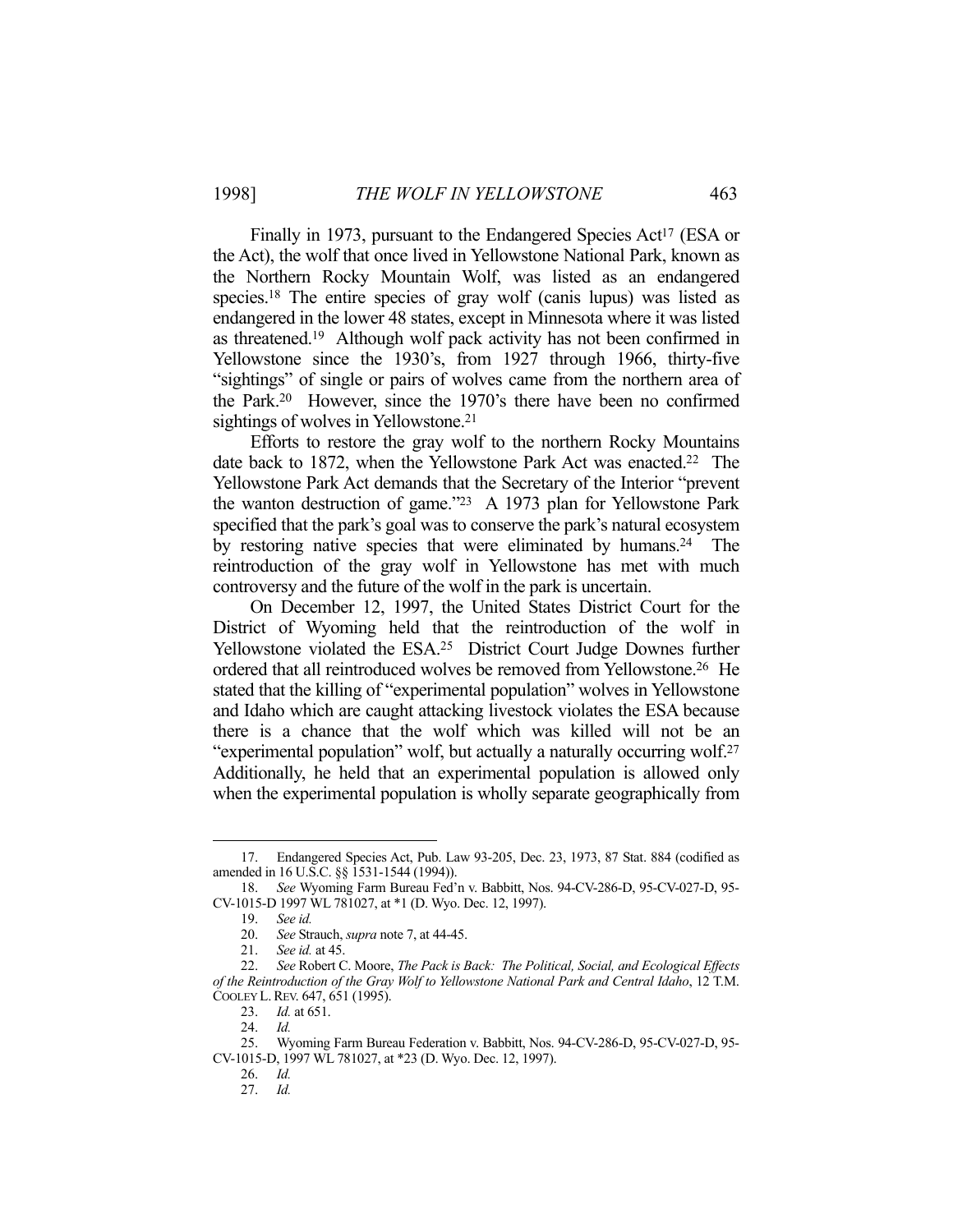Finally in 1973, pursuant to the Endangered Species Act[17] (ESA or the Act), the wolf that once lived in Yellowstone National Park, known as the Northern Rocky Mountain Wolf, was listed as an endangered species.[18] The entire species of gray wolf (canis lupus) was listed as endangered in the lower 48 states, except in Minnesota where it was listed as threatened.[19] Although wolf pack activity has not been confirmed in Yellowstone since the 1930's, from 1927 through 1966, thirty-five "sightings" of single or pairs of wolves came from the northern area of the Park.[20] However, since the 1970's there have been no confirmed sightings of wolves in Yellowstone.[21]

Efforts to restore the gray wolf to the northern Rocky Mountains date back to 1872, when the Yellowstone Park Act was enacted.[22] The Yellowstone Park Act demands that the Secretary of the Interior "prevent the wanton destruction of game."[23] A 1973 plan for Yellowstone Park specified that the park's goal was to conserve the park's natural ecosystem by restoring native species that were eliminated by humans.[24] The reintroduction of the gray wolf in Yellowstone has met with much controversy and the future of the wolf in the park is uncertain.

On December 12, 1997, the United States District Court for the District of Wyoming held that the reintroduction of the wolf in Yellowstone violated the ESA.[25] District Court Judge Downes further ordered that all reintroduced wolves be removed from Yellowstone.[26] He stated that the killing of "experimental population" wolves in Yellowstone and Idaho which are caught attacking livestock violates the ESA because there is a chance that the wolf which was killed will not be an "experimental population" wolf, but actually a naturally occurring wolf.[27] Additionally, he held that an experimental population is allowed only when the experimental population is wholly separate geographically from

---

17. Endangered Species Act, Pub. Law 93-205, Dec. 23, 1973, 87 Stat. 884 (codified as amended in 16 U.S.C. §§ 1531-1544 (1994)).

18. *See* Wyoming Farm Bureau Fed'n v. Babbitt, Nos. 94-CV-286-D, 95-CV-027-D, 95-CV-1015-D 1997 WL 781027, at *1 (D. Wyo. Dec. 12, 1997).

19. *See id.*

20. *See* Strauch, *supra* note 7, at 44-45.

21. *See id.* at 45.

22. *See* Robert C. Moore, *The Pack is Back: The Political, Social, and Ecological Effects of the Reintroduction of the Gray Wolf to Yellowstone National Park and Central Idaho*, 12 T.M. COOLEY L. REV. 647, 651 (1995).

23. *Id.* at 651.

24. *Id.*

25. Wyoming Farm Bureau Federation v. Babbitt, Nos. 94-CV-286-D, 95-CV-027-D, 95-CV-1015-D, 1997 WL 781027, at *23 (D. Wyo. Dec. 12, 1997).

26. *Id.*

27. *Id.*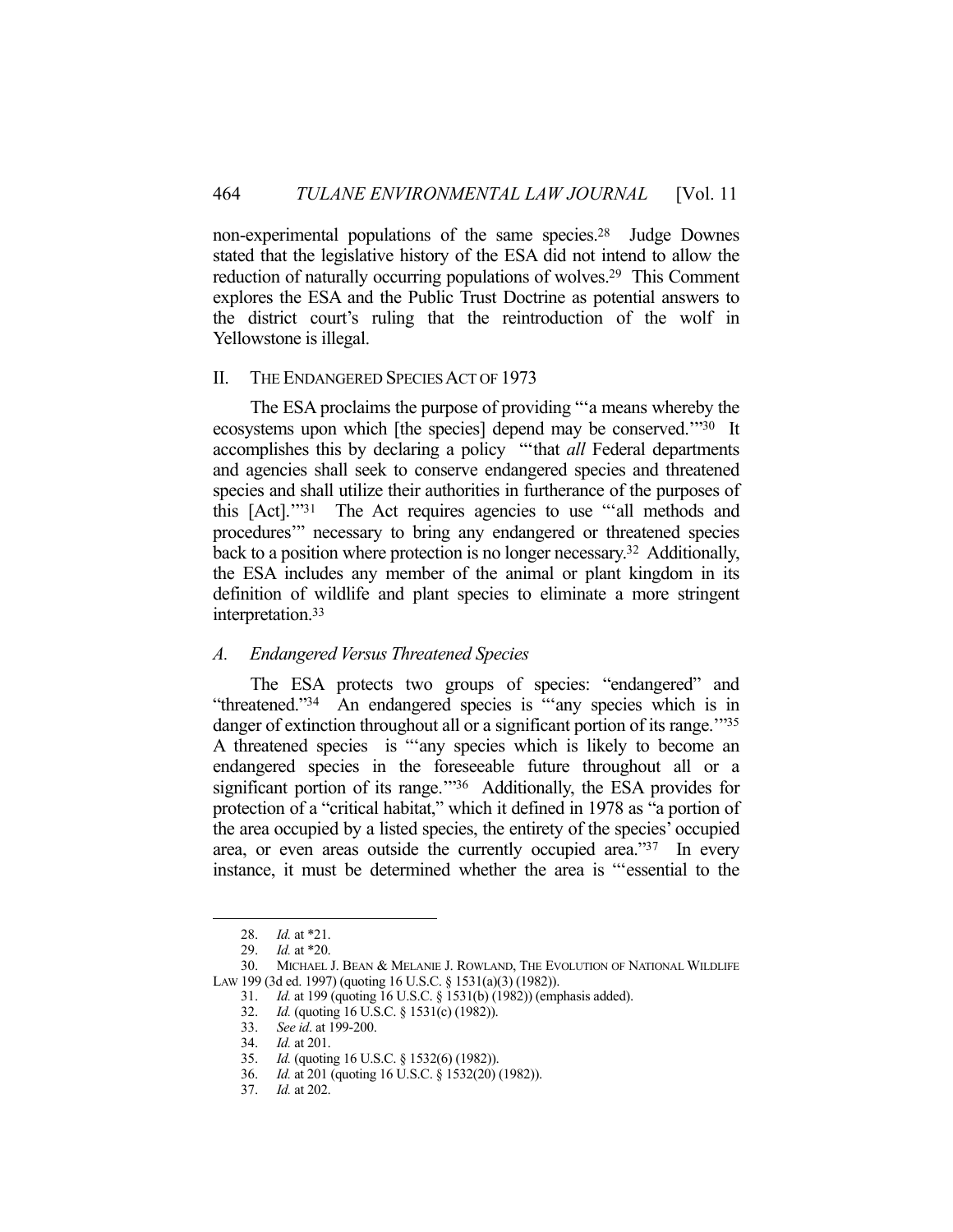non-experimental populations of the same species.[28] Judge Downes stated that the legislative history of the ESA did not intend to allow the reduction of naturally occurring populations of wolves.[29] This Comment explores the ESA and the Public Trust Doctrine as potential answers to the district court's ruling that the reintroduction of the wolf in Yellowstone is illegal.

## II. THE ENDANGERED SPECIES ACT OF 1973

The ESA proclaims the purpose of providing "'a means whereby the ecosystems upon which [the species] depend may be conserved.'"[30] It accomplishes this by declaring a policy "'that *all* Federal departments and agencies shall seek to conserve endangered species and threatened species and shall utilize their authorities in furtherance of the purposes of this [Act].'"[31] The Act requires agencies to use "'all methods and procedures'" necessary to bring any endangered or threatened species back to a position where protection is no longer necessary.[32] Additionally, the ESA includes any member of the animal or plant kingdom in its definition of wildlife and plant species to eliminate a more stringent interpretation.[33]

### A. *Endangered Versus Threatened Species*

The ESA protects two groups of species: "endangered" and "threatened."[34] An endangered species is "'any species which is in danger of extinction throughout all or a significant portion of its range.'"[35] A threatened species is "'any species which is likely to become an endangered species in the foreseeable future throughout all or a significant portion of its range.'"[36] Additionally, the ESA provides for protection of a "critical habitat," which it defined in 1978 as "a portion of the area occupied by a listed species, the entirety of the species' occupied area, or even areas outside the currently occupied area."[37] In every instance, it must be determined whether the area is "'essential to the

---

28. *Id.* at *21.
29. *Id.* at *20.
30. MICHAEL J. BEAN & MELANIE J. ROWLAND, THE EVOLUTION OF NATIONAL WILDLIFE LAW 199 (3d ed. 1997) (quoting 16 U.S.C. § 1531(a)(3) (1982)).
31. *Id.* at 199 (quoting 16 U.S.C. § 1531(b) (1982)) (emphasis added).
32. *Id.* (quoting 16 U.S.C. § 1531(c) (1982)).
33. *See id*. at 199-200.
34. *Id.* at 201.
35. *Id.* (quoting 16 U.S.C. § 1532(6) (1982)).
36. *Id.* at 201 (quoting 16 U.S.C. § 1532(20) (1982)).
37. *Id.* at 202.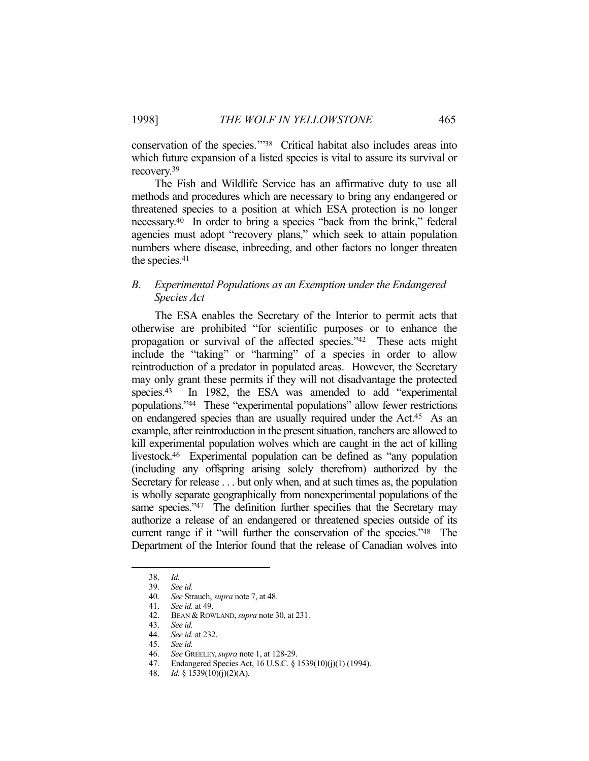conservation of the species.'"[38] Critical habitat also includes areas into which future expansion of a listed species is vital to assure its survival or recovery.[39]

The Fish and Wildlife Service has an affirmative duty to use all methods and procedures which are necessary to bring any endangered or threatened species to a position at which ESA protection is no longer necessary.[40] In order to bring a species "back from the brink," federal agencies must adopt "recovery plans," which seek to attain population numbers where disease, inbreeding, and other factors no longer threaten the species.[41]

### *B. Experimental Populations as an Exemption under the Endangered Species Act*

The ESA enables the Secretary of the Interior to permit acts that otherwise are prohibited "for scientific purposes or to enhance the propagation or survival of the affected species."[42] These acts might include the "taking" or "harming" of a species in order to allow reintroduction of a predator in populated areas. However, the Secretary may only grant these permits if they will not disadvantage the protected species.[43] In 1982, the ESA was amended to add "experimental populations."[44] These "experimental populations" allow fewer restrictions on endangered species than are usually required under the Act.[45] As an example, after reintroduction in the present situation, ranchers are allowed to kill experimental population wolves which are caught in the act of killing livestock.[46] Experimental population can be defined as "any population (including any offspring arising solely therefrom) authorized by the Secretary for release . . . but only when, and at such times as, the population is wholly separate geographically from nonexperimental populations of the same species."[47] The definition further specifies that the Secretary may authorize a release of an endangered or threatened species outside of its current range if it "will further the conservation of the species."[48] The Department of the Interior found that the release of Canadian wolves into

---

38. *Id.*
39. *See id.*
40. *See* Strauch, *supra* note 7, at 48.
41. *See id.* at 49.
42. BEAN & ROWLAND, *supra* note 30, at 231.
43. *See id.*
44. *See id.* at 232.
45. *See id.*
46. *See* GREELEY, *supra* note 1, at 128-29.
47. Endangered Species Act, 16 U.S.C. § 1539(10)(j)(1) (1994).
48. *Id.* § 1539(10)(j)(2)(A).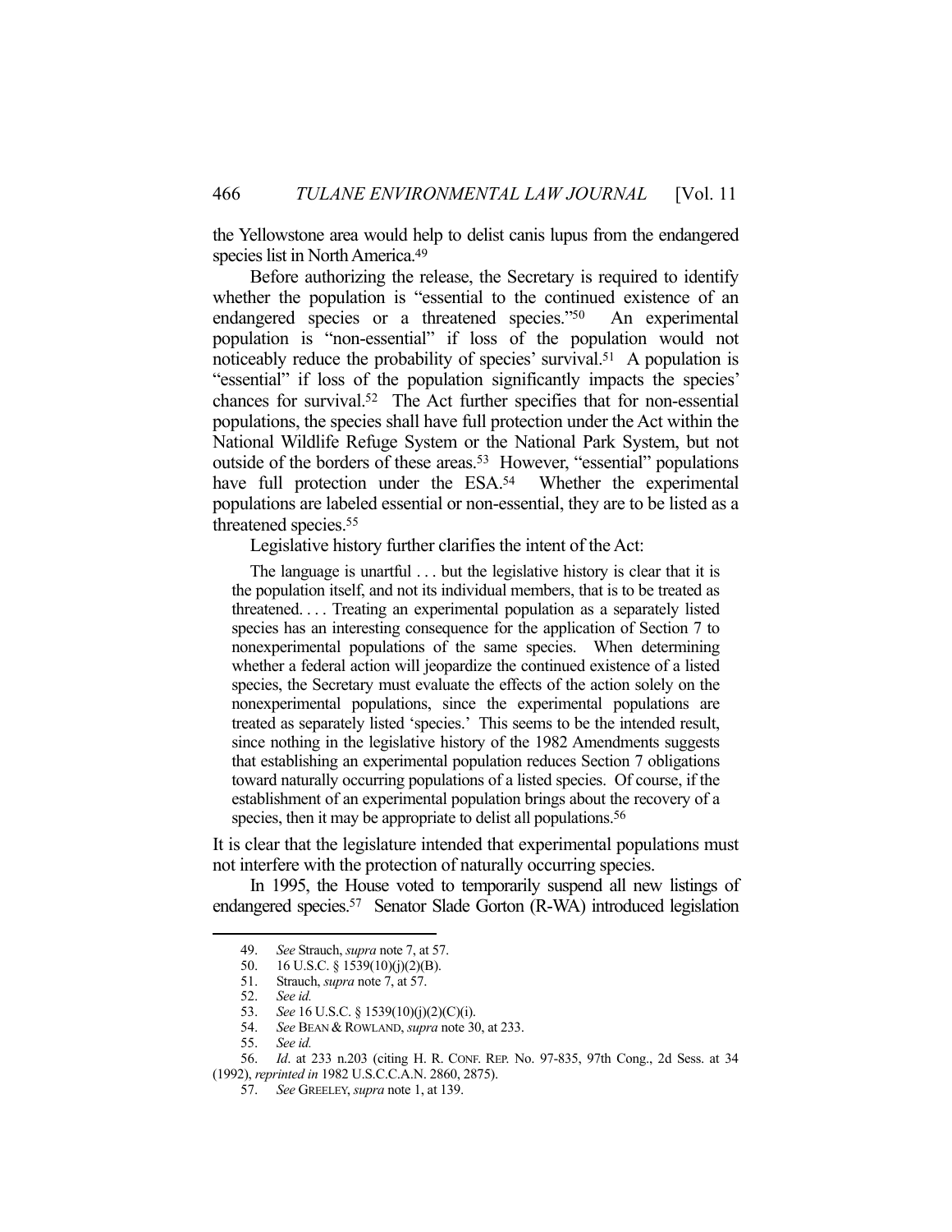the Yellowstone area would help to delist canis lupus from the endangered species list in North America.[49]

Before authorizing the release, the Secretary is required to identify whether the population is "essential to the continued existence of an endangered species or a threatened species."[50] An experimental population is "non-essential" if loss of the population would not noticeably reduce the probability of species' survival.[51] A population is "essential" if loss of the population significantly impacts the species' chances for survival.[52] The Act further specifies that for non-essential populations, the species shall have full protection under the Act within the National Wildlife Refuge System or the National Park System, but not outside of the borders of these areas.[53] However, "essential" populations have full protection under the ESA.[54] Whether the experimental populations are labeled essential or non-essential, they are to be listed as a threatened species.[55]

Legislative history further clarifies the intent of the Act:

> The language is unartful . . . but the legislative history is clear that it is the population itself, and not its individual members, that is to be treated as threatened. . . . Treating an experimental population as a separately listed species has an interesting consequence for the application of Section 7 to nonexperimental populations of the same species. When determining whether a federal action will jeopardize the continued existence of a listed species, the Secretary must evaluate the effects of the action solely on the nonexperimental populations, since the experimental populations are treated as separately listed 'species.' This seems to be the intended result, since nothing in the legislative history of the 1982 Amendments suggests that establishing an experimental population reduces Section 7 obligations toward naturally occurring populations of a listed species. Of course, if the establishment of an experimental population brings about the recovery of a species, then it may be appropriate to delist all populations.[56]

It is clear that the legislature intended that experimental populations must not interfere with the protection of naturally occurring species.

In 1995, the House voted to temporarily suspend all new listings of endangered species.[57] Senator Slade Gorton (R-WA) introduced legislation

---

49. *See* Strauch, *supra* note 7, at 57.
50. 16 U.S.C. § 1539(10)(j)(2)(B).
51. Strauch, *supra* note 7, at 57.
52. *See id.*
53. *See* 16 U.S.C. § 1539(10)(j)(2)(C)(i).
54. *See* BEAN & ROWLAND, *supra* note 30, at 233.
55. *See id.*
56. *Id*. at 233 n.203 (citing H. R. CONF. REP. No. 97-835, 97th Cong., 2d Sess. at 34 (1992), *reprinted in* 1982 U.S.C.C.A.N. 2860, 2875).
57. *See* GREELEY, *supra* note 1, at 139.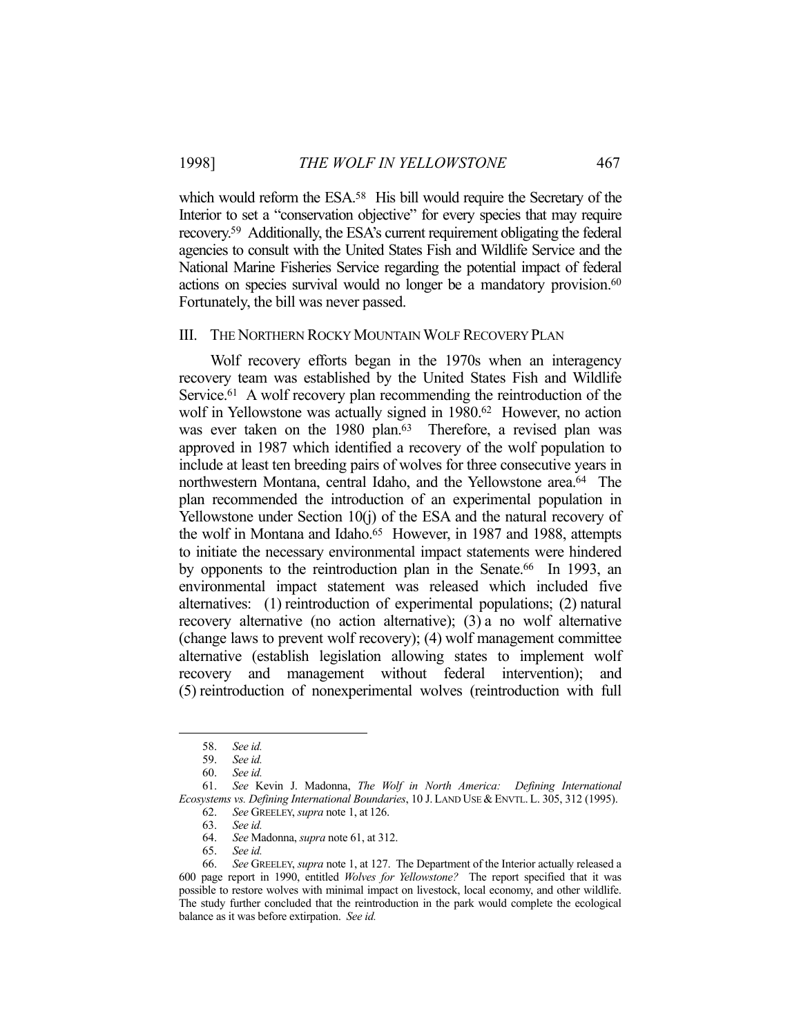which would reform the ESA.[58] His bill would require the Secretary of the Interior to set a "conservation objective" for every species that may require recovery.[59] Additionally, the ESA's current requirement obligating the federal agencies to consult with the United States Fish and Wildlife Service and the National Marine Fisheries Service regarding the potential impact of federal actions on species survival would no longer be a mandatory provision.[60] Fortunately, the bill was never passed.

## III. THE NORTHERN ROCKY MOUNTAIN WOLF RECOVERY PLAN

Wolf recovery efforts began in the 1970s when an interagency recovery team was established by the United States Fish and Wildlife Service.[61] A wolf recovery plan recommending the reintroduction of the wolf in Yellowstone was actually signed in 1980.[62] However, no action was ever taken on the 1980 plan.[63] Therefore, a revised plan was approved in 1987 which identified a recovery of the wolf population to include at least ten breeding pairs of wolves for three consecutive years in northwestern Montana, central Idaho, and the Yellowstone area.[64] The plan recommended the introduction of an experimental population in Yellowstone under Section 10(j) of the ESA and the natural recovery of the wolf in Montana and Idaho.[65] However, in 1987 and 1988, attempts to initiate the necessary environmental impact statements were hindered by opponents to the reintroduction plan in the Senate.[66] In 1993, an environmental impact statement was released which included five alternatives: (1) reintroduction of experimental populations; (2) natural recovery alternative (no action alternative); (3) a no wolf alternative (change laws to prevent wolf recovery); (4) wolf management committee alternative (establish legislation allowing states to implement wolf recovery and management without federal intervention); and (5) reintroduction of nonexperimental wolves (reintroduction with full

---

58. *See id.*

59. *See id.*

60. *See id.*

61. *See* Kevin J. Madonna, *The Wolf in North America: Defining International Ecosystems vs. Defining International Boundaries*, 10 J. LAND USE & ENVTL. L. 305, 312 (1995).

62. *See* GREELEY, *supra* note 1, at 126.

63. *See id.*

64. *See* Madonna, *supra* note 61, at 312.

65. *See id.*

66. *See* GREELEY, *supra* note 1, at 127. The Department of the Interior actually released a 600 page report in 1990, entitled *Wolves for Yellowstone?* The report specified that it was possible to restore wolves with minimal impact on livestock, local economy, and other wildlife. The study further concluded that the reintroduction in the park would complete the ecological balance as it was before extirpation. *See id.*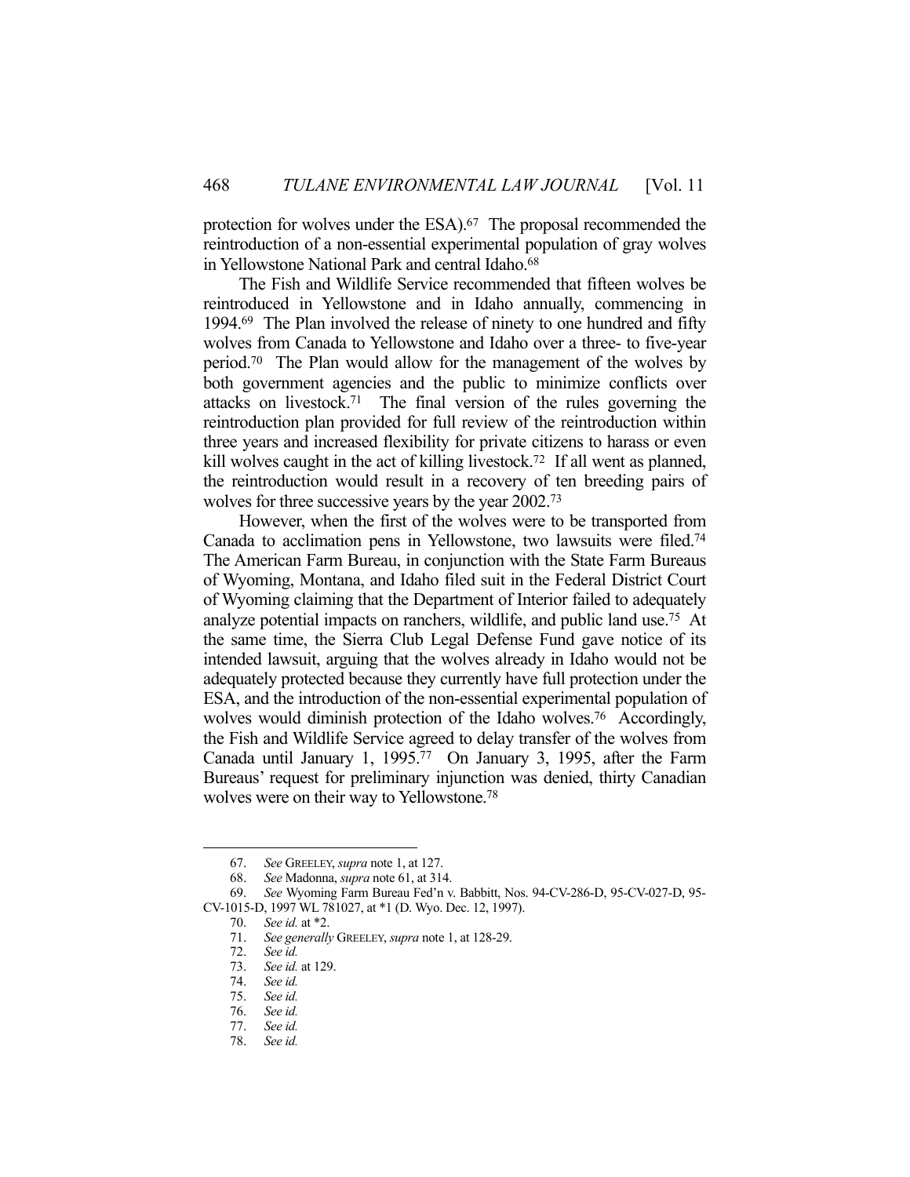protection for wolves under the ESA).[67] The proposal recommended the reintroduction of a non-essential experimental population of gray wolves in Yellowstone National Park and central Idaho.[68]

The Fish and Wildlife Service recommended that fifteen wolves be reintroduced in Yellowstone and in Idaho annually, commencing in 1994.[69] The Plan involved the release of ninety to one hundred and fifty wolves from Canada to Yellowstone and Idaho over a three- to five-year period.[70] The Plan would allow for the management of the wolves by both government agencies and the public to minimize conflicts over attacks on livestock.[71] The final version of the rules governing the reintroduction plan provided for full review of the reintroduction within three years and increased flexibility for private citizens to harass or even kill wolves caught in the act of killing livestock.[72] If all went as planned, the reintroduction would result in a recovery of ten breeding pairs of wolves for three successive years by the year 2002.[73]

However, when the first of the wolves were to be transported from Canada to acclimation pens in Yellowstone, two lawsuits were filed.[74] The American Farm Bureau, in conjunction with the State Farm Bureaus of Wyoming, Montana, and Idaho filed suit in the Federal District Court of Wyoming claiming that the Department of Interior failed to adequately analyze potential impacts on ranchers, wildlife, and public land use.[75] At the same time, the Sierra Club Legal Defense Fund gave notice of its intended lawsuit, arguing that the wolves already in Idaho would not be adequately protected because they currently have full protection under the ESA, and the introduction of the non-essential experimental population of wolves would diminish protection of the Idaho wolves.[76] Accordingly, the Fish and Wildlife Service agreed to delay transfer of the wolves from Canada until January 1, 1995.[77] On January 3, 1995, after the Farm Bureaus' request for preliminary injunction was denied, thirty Canadian wolves were on their way to Yellowstone.[78]

---

67. *See* GREELEY, *supra* note 1, at 127.
68. *See* Madonna, *supra* note 61, at 314.
69. *See* Wyoming Farm Bureau Fed'n v. Babbitt, Nos. 94-CV-286-D, 95-CV-027-D, 95-CV-1015-D, 1997 WL 781027, at *1 (D. Wyo. Dec. 12, 1997).
70. *See id.* at *2.
71. *See generally* GREELEY, *supra* note 1, at 128-29.
72. *See id.*
73. *See id.* at 129.
74. *See id.*
75. *See id.*
76. *See id.*
77. *See id.*
78. *See id.*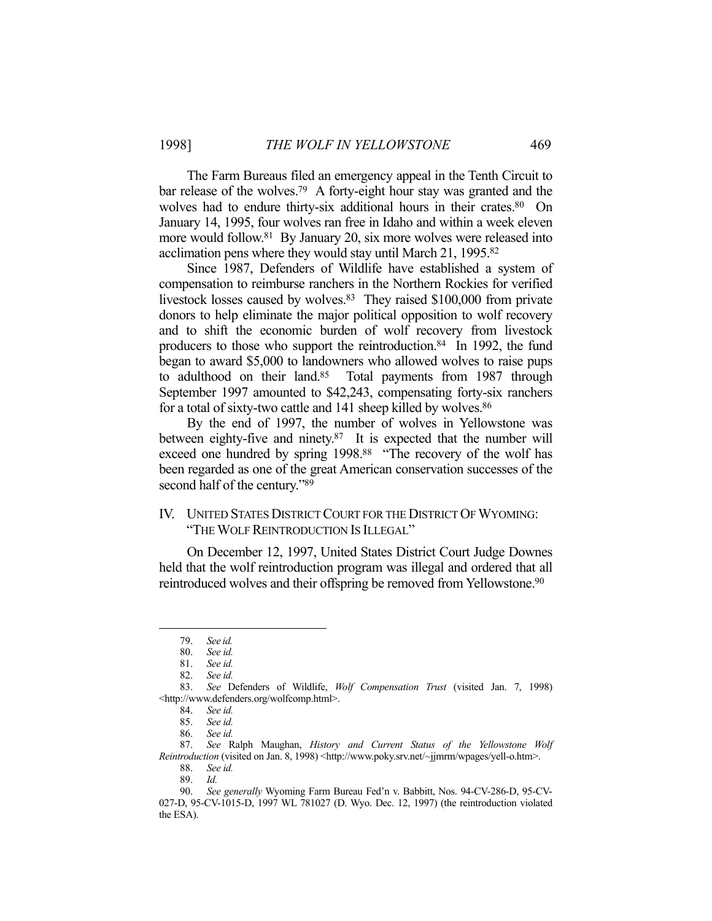The Farm Bureaus filed an emergency appeal in the Tenth Circuit to bar release of the wolves.[79] A forty-eight hour stay was granted and the wolves had to endure thirty-six additional hours in their crates.[80] On January 14, 1995, four wolves ran free in Idaho and within a week eleven more would follow.[81] By January 20, six more wolves were released into acclimation pens where they would stay until March 21, 1995.[82]

Since 1987, Defenders of Wildlife have established a system of compensation to reimburse ranchers in the Northern Rockies for verified livestock losses caused by wolves.[83] They raised $100,000 from private donors to help eliminate the major political opposition to wolf recovery and to shift the economic burden of wolf recovery from livestock producers to those who support the reintroduction.[84] In 1992, the fund began to award $5,000 to landowners who allowed wolves to raise pups to adulthood on their land.[85] Total payments from 1987 through September 1997 amounted to $42,243, compensating forty-six ranchers for a total of sixty-two cattle and 141 sheep killed by wolves.[86]

By the end of 1997, the number of wolves in Yellowstone was between eighty-five and ninety.[87] It is expected that the number will exceed one hundred by spring 1998.[88] "The recovery of the wolf has been regarded as one of the great American conservation successes of the second half of the century."[89]

## IV. UNITED STATES DISTRICT COURT FOR THE DISTRICT OF WYOMING: "THE WOLF REINTRODUCTION IS ILLEGAL"

On December 12, 1997, United States District Court Judge Downes held that the wolf reintroduction program was illegal and ordered that all reintroduced wolves and their offspring be removed from Yellowstone.[90]

---

79. *See id.*

80. *See id.*

81. *See id.*

82. *See id.*

83. *See* Defenders of Wildlife, *Wolf Compensation Trust* (visited Jan. 7, 1998) <http://www.defenders.org/wolfcomp.html>.

84. *See id.*

85. *See id.*

86. *See id.*

87. *See* Ralph Maughan, *History and Current Status of the Yellowstone Wolf Reintroduction* (visited on Jan. 8, 1998) <http://www.poky.srv.net/~jjmrm/wpages/yell-o.htm>.

88. *See id.*

89. *Id.*

90. *See generally* Wyoming Farm Bureau Fed'n v. Babbitt, Nos. 94-CV-286-D, 95-CV-027-D, 95-CV-1015-D, 1997 WL 781027 (D. Wyo. Dec. 12, 1997) (the reintroduction violated the ESA).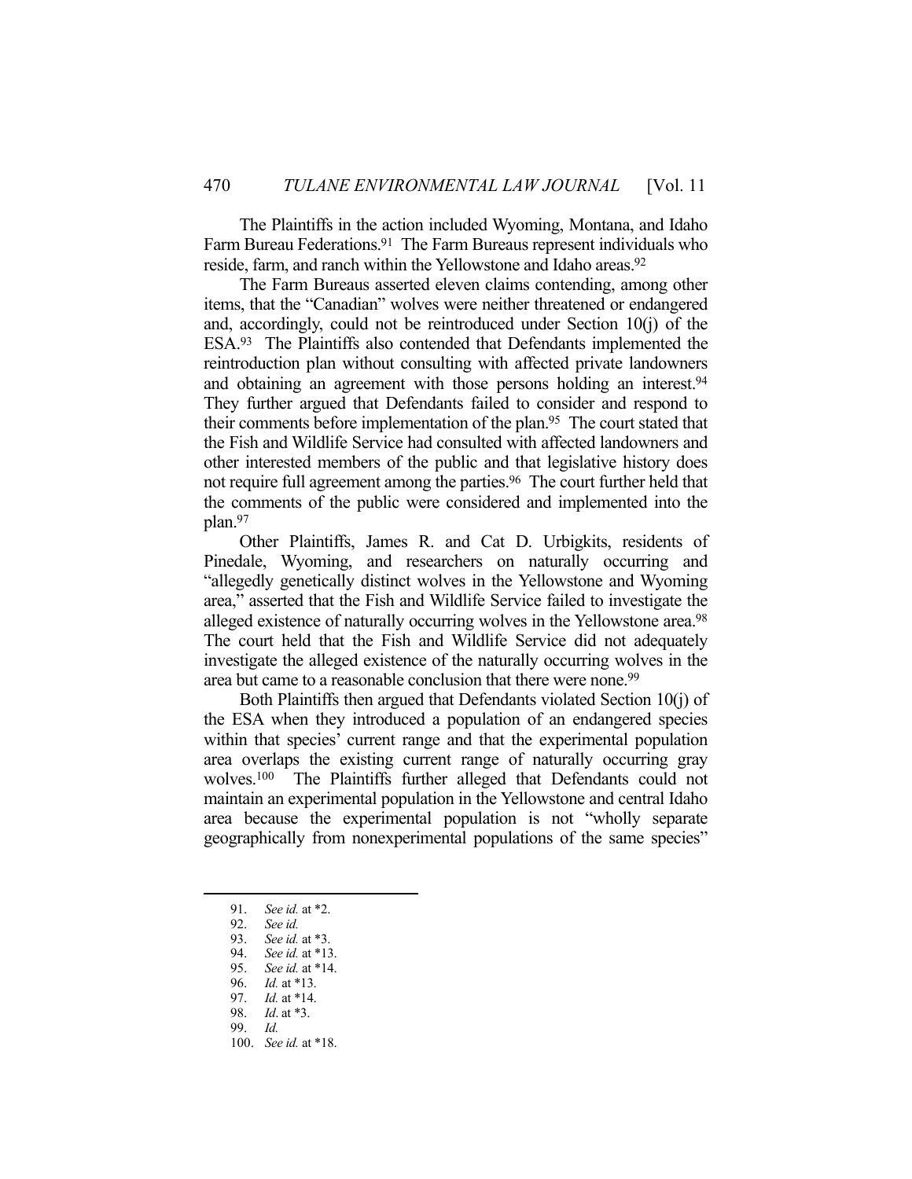The Plaintiffs in the action included Wyoming, Montana, and Idaho Farm Bureau Federations.[91] The Farm Bureaus represent individuals who reside, farm, and ranch within the Yellowstone and Idaho areas.[92]

The Farm Bureaus asserted eleven claims contending, among other items, that the "Canadian" wolves were neither threatened or endangered and, accordingly, could not be reintroduced under Section 10(j) of the ESA.[93] The Plaintiffs also contended that Defendants implemented the reintroduction plan without consulting with affected private landowners and obtaining an agreement with those persons holding an interest.[94] They further argued that Defendants failed to consider and respond to their comments before implementation of the plan.[95] The court stated that the Fish and Wildlife Service had consulted with affected landowners and other interested members of the public and that legislative history does not require full agreement among the parties.[96] The court further held that the comments of the public were considered and implemented into the plan.[97]

Other Plaintiffs, James R. and Cat D. Urbigkits, residents of Pinedale, Wyoming, and researchers on naturally occurring and "allegedly genetically distinct wolves in the Yellowstone and Wyoming area," asserted that the Fish and Wildlife Service failed to investigate the alleged existence of naturally occurring wolves in the Yellowstone area.[98] The court held that the Fish and Wildlife Service did not adequately investigate the alleged existence of the naturally occurring wolves in the area but came to a reasonable conclusion that there were none.[99]

Both Plaintiffs then argued that Defendants violated Section 10(j) of the ESA when they introduced a population of an endangered species within that species' current range and that the experimental population area overlaps the existing current range of naturally occurring gray wolves.[100] The Plaintiffs further alleged that Defendants could not maintain an experimental population in the Yellowstone and central Idaho area because the experimental population is not "wholly separate geographically from nonexperimental populations of the same species"

---

91. *See id.* at \*2.
92. *See id.*
93. *See id.* at \*3.
94. *See id.* at \*13.
95. *See id.* at \*14.
96. *Id.* at \*13.
97. *Id.* at \*14.
98. *Id*. at \*3.
99. *Id.*
100. *See id.* at \*18.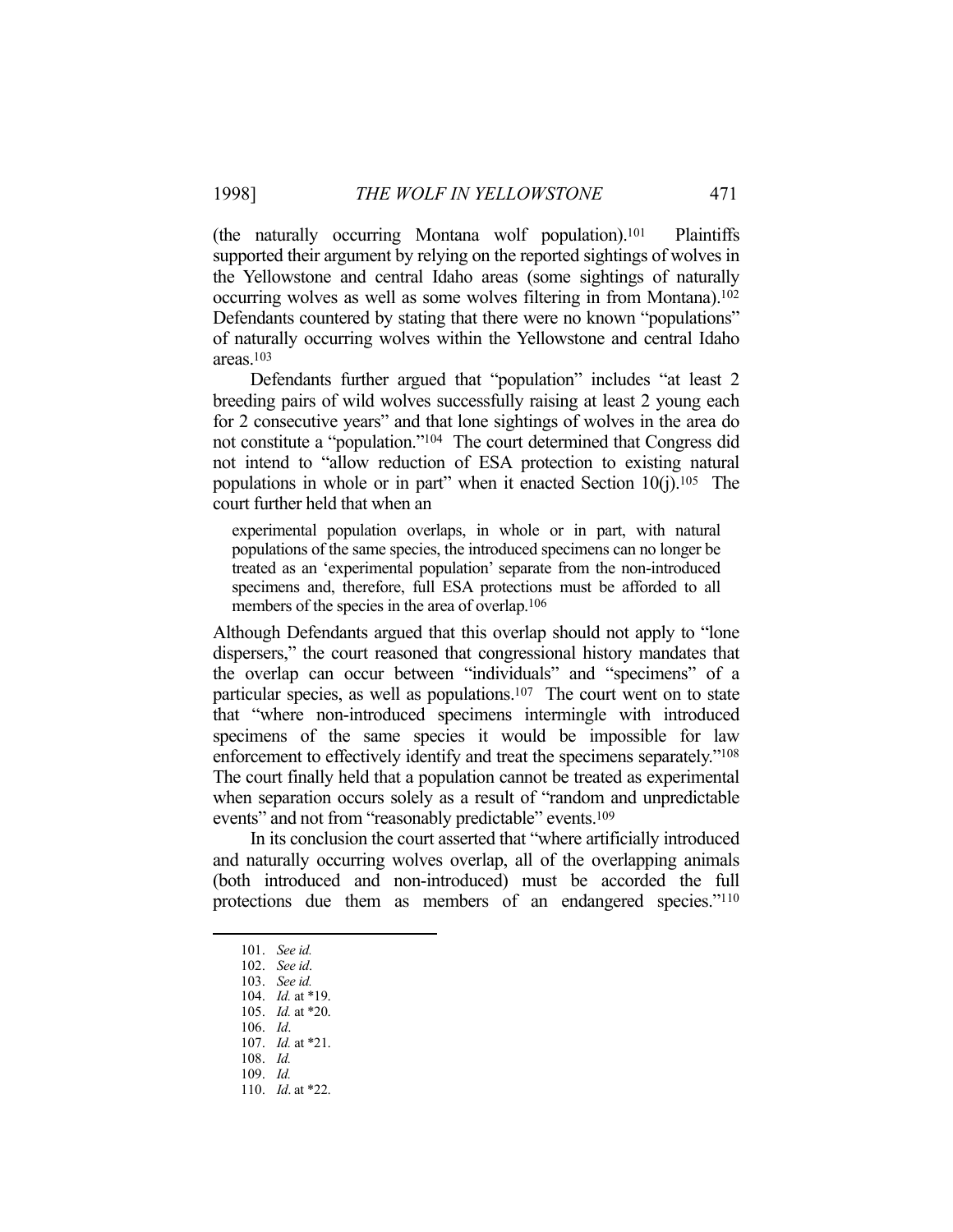(the naturally occurring Montana wolf population).[101] Plaintiffs supported their argument by relying on the reported sightings of wolves in the Yellowstone and central Idaho areas (some sightings of naturally occurring wolves as well as some wolves filtering in from Montana).[102] Defendants countered by stating that there were no known "populations" of naturally occurring wolves within the Yellowstone and central Idaho areas.[103]

Defendants further argued that "population" includes "at least 2 breeding pairs of wild wolves successfully raising at least 2 young each for 2 consecutive years" and that lone sightings of wolves in the area do not constitute a "population."[104] The court determined that Congress did not intend to "allow reduction of ESA protection to existing natural populations in whole or in part" when it enacted Section 10(j).[105] The court further held that when an

> experimental population overlaps, in whole or in part, with natural populations of the same species, the introduced specimens can no longer be treated as an 'experimental population' separate from the non-introduced specimens and, therefore, full ESA protections must be afforded to all members of the species in the area of overlap.[106]

Although Defendants argued that this overlap should not apply to "lone dispersers," the court reasoned that congressional history mandates that the overlap can occur between "individuals" and "specimens" of a particular species, as well as populations.[107] The court went on to state that "where non-introduced specimens intermingle with introduced specimens of the same species it would be impossible for law enforcement to effectively identify and treat the specimens separately."[108] The court finally held that a population cannot be treated as experimental when separation occurs solely as a result of "random and unpredictable events" and not from "reasonably predictable" events.[109]

In its conclusion the court asserted that "where artificially introduced and naturally occurring wolves overlap, all of the overlapping animals (both introduced and non-introduced) must be accorded the full protections due them as members of an endangered species."[110]

---

101. *See id.*
102. *See id*.
103. *See id.*
104. *Id.* at *19.
105. *Id.* at *20.
106. *Id*.
107. *Id.* at *21.
108. *Id.*
109. *Id.*
110. *Id*. at *22.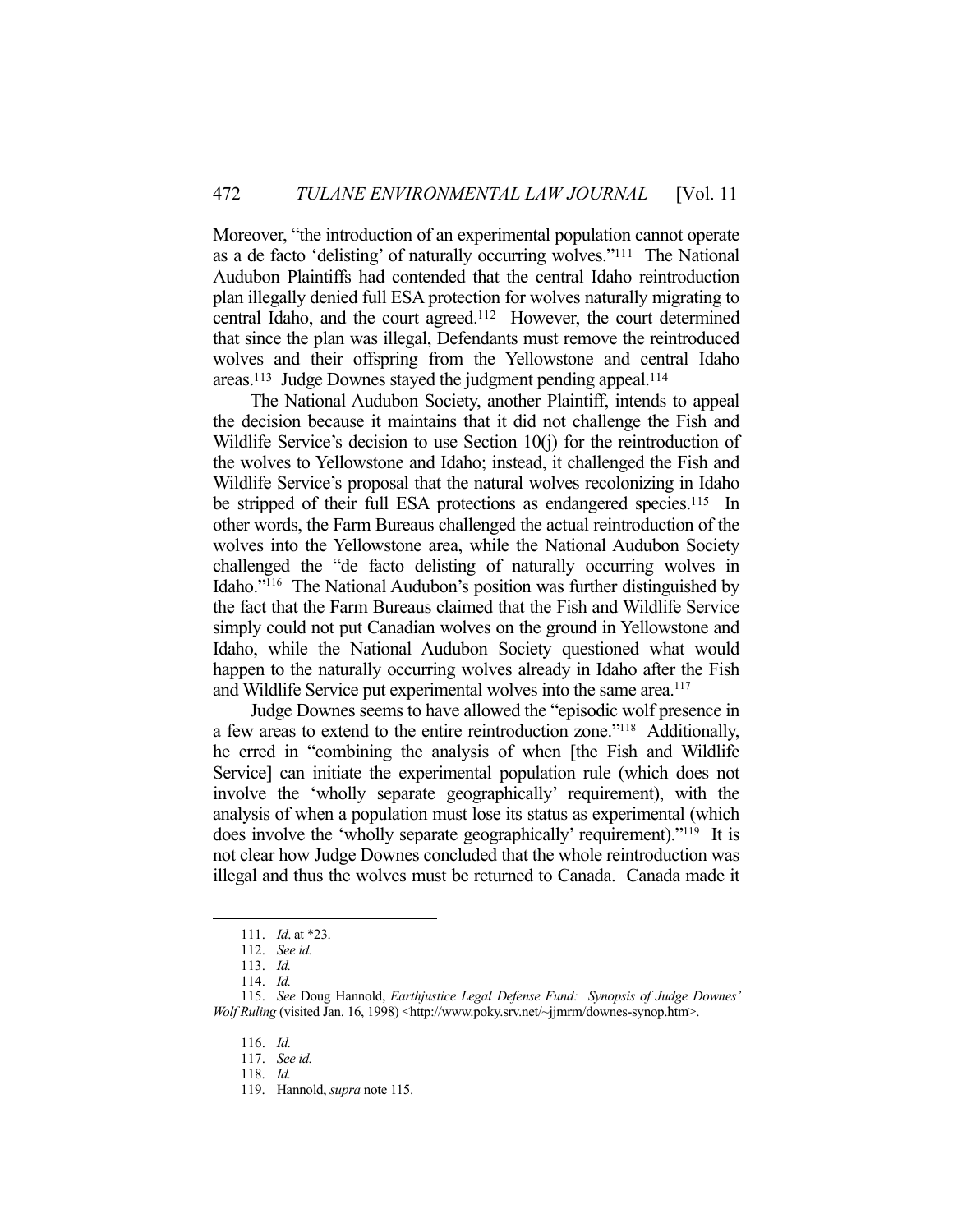Moreover, "the introduction of an experimental population cannot operate as a de facto 'delisting' of naturally occurring wolves."[111] The National Audubon Plaintiffs had contended that the central Idaho reintroduction plan illegally denied full ESA protection for wolves naturally migrating to central Idaho, and the court agreed.[112] However, the court determined that since the plan was illegal, Defendants must remove the reintroduced wolves and their offspring from the Yellowstone and central Idaho areas.[113] Judge Downes stayed the judgment pending appeal.[114]

The National Audubon Society, another Plaintiff, intends to appeal the decision because it maintains that it did not challenge the Fish and Wildlife Service's decision to use Section 10(j) for the reintroduction of the wolves to Yellowstone and Idaho; instead, it challenged the Fish and Wildlife Service's proposal that the natural wolves recolonizing in Idaho be stripped of their full ESA protections as endangered species.[115] In other words, the Farm Bureaus challenged the actual reintroduction of the wolves into the Yellowstone area, while the National Audubon Society challenged the "de facto delisting of naturally occurring wolves in Idaho."[116] The National Audubon's position was further distinguished by the fact that the Farm Bureaus claimed that the Fish and Wildlife Service simply could not put Canadian wolves on the ground in Yellowstone and Idaho, while the National Audubon Society questioned what would happen to the naturally occurring wolves already in Idaho after the Fish and Wildlife Service put experimental wolves into the same area.[117]

Judge Downes seems to have allowed the "episodic wolf presence in a few areas to extend to the entire reintroduction zone."[118] Additionally, he erred in "combining the analysis of when [the Fish and Wildlife Service] can initiate the experimental population rule (which does not involve the 'wholly separate geographically' requirement), with the analysis of when a population must lose its status as experimental (which does involve the 'wholly separate geographically' requirement)."[119] It is not clear how Judge Downes concluded that the whole reintroduction was illegal and thus the wolves must be returned to Canada. Canada made it

---

111. *Id*. at *23.

112. *See id.*

113. *Id.*

114. *Id.*

115. *See* Doug Hannold, *Earthjustice Legal Defense Fund: Synopsis of Judge Downes' Wolf Ruling* (visited Jan. 16, 1998) <http://www.poky.srv.net/~jjmrm/downes-synop.htm>.

116. *Id.*

117. *See id.*

118. *Id.*

119. Hannold, *supra* note 115.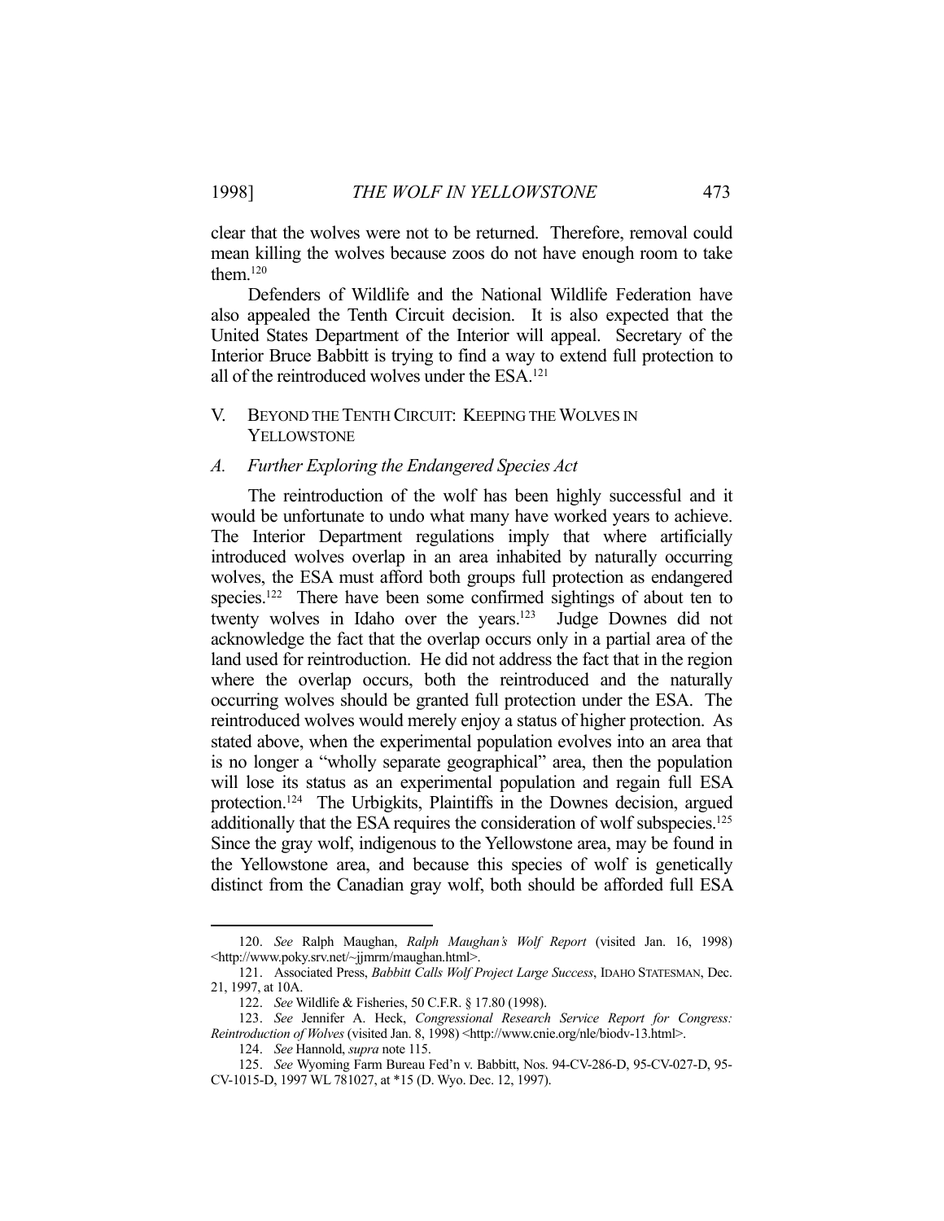clear that the wolves were not to be returned. Therefore, removal could mean killing the wolves because zoos do not have enough room to take them.[120]

Defenders of Wildlife and the National Wildlife Federation have also appealed the Tenth Circuit decision. It is also expected that the United States Department of the Interior will appeal. Secretary of the Interior Bruce Babbitt is trying to find a way to extend full protection to all of the reintroduced wolves under the ESA.[121]

## V. BEYOND THE TENTH CIRCUIT: KEEPING THE WOLVES IN YELLOWSTONE

### A. *Further Exploring the Endangered Species Act*

The reintroduction of the wolf has been highly successful and it would be unfortunate to undo what many have worked years to achieve. The Interior Department regulations imply that where artificially introduced wolves overlap in an area inhabited by naturally occurring wolves, the ESA must afford both groups full protection as endangered species.[122] There have been some confirmed sightings of about ten to twenty wolves in Idaho over the years.[123] Judge Downes did not acknowledge the fact that the overlap occurs only in a partial area of the land used for reintroduction. He did not address the fact that in the region where the overlap occurs, both the reintroduced and the naturally occurring wolves should be granted full protection under the ESA. The reintroduced wolves would merely enjoy a status of higher protection. As stated above, when the experimental population evolves into an area that is no longer a "wholly separate geographical" area, then the population will lose its status as an experimental population and regain full ESA protection.[124] The Urbigkits, Plaintiffs in the Downes decision, argued additionally that the ESA requires the consideration of wolf subspecies.[125] Since the gray wolf, indigenous to the Yellowstone area, may be found in the Yellowstone area, and because this species of wolf is genetically distinct from the Canadian gray wolf, both should be afforded full ESA

---

120. *See* Ralph Maughan, *Ralph Maughan's Wolf Report* (visited Jan. 16, 1998) <http://www.poky.srv.net/~jjmrm/maughan.html>.

121. Associated Press, *Babbitt Calls Wolf Project Large Success*, IDAHO STATESMAN, Dec. 21, 1997, at 10A.

122. *See* Wildlife & Fisheries, 50 C.F.R. § 17.80 (1998).

123. *See* Jennifer A. Heck, *Congressional Research Service Report for Congress: Reintroduction of Wolves* (visited Jan. 8, 1998) <http://www.cnie.org/nle/biodv-13.html>.

124. *See* Hannold, *supra* note 115.

125. *See* Wyoming Farm Bureau Fed'n v. Babbitt, Nos. 94-CV-286-D, 95-CV-027-D, 95-CV-1015-D, 1997 WL 781027, at *15 (D. Wyo. Dec. 12, 1997).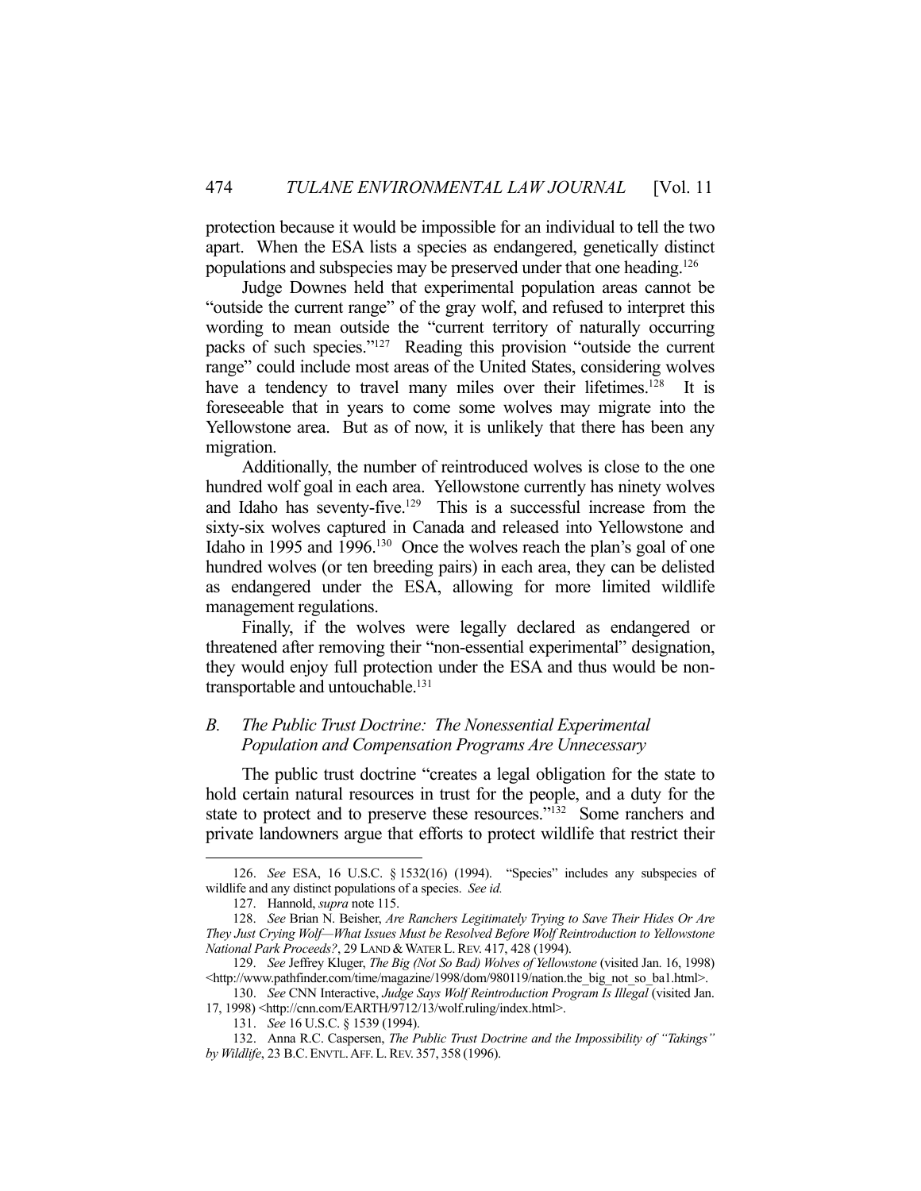protection because it would be impossible for an individual to tell the two apart. When the ESA lists a species as endangered, genetically distinct populations and subspecies may be preserved under that one heading.[126]

Judge Downes held that experimental population areas cannot be "outside the current range" of the gray wolf, and refused to interpret this wording to mean outside the "current territory of naturally occurring packs of such species."[127] Reading this provision "outside the current range" could include most areas of the United States, considering wolves have a tendency to travel many miles over their lifetimes.[128] It is foreseeable that in years to come some wolves may migrate into the Yellowstone area. But as of now, it is unlikely that there has been any migration.

Additionally, the number of reintroduced wolves is close to the one hundred wolf goal in each area. Yellowstone currently has ninety wolves and Idaho has seventy-five.[129] This is a successful increase from the sixty-six wolves captured in Canada and released into Yellowstone and Idaho in 1995 and 1996.[130] Once the wolves reach the plan's goal of one hundred wolves (or ten breeding pairs) in each area, they can be delisted as endangered under the ESA, allowing for more limited wildlife management regulations.

Finally, if the wolves were legally declared as endangered or threatened after removing their "non-essential experimental" designation, they would enjoy full protection under the ESA and thus would be non-transportable and untouchable.[131]

### B. *The Public Trust Doctrine: The Nonessential Experimental Population and Compensation Programs Are Unnecessary*

The public trust doctrine "creates a legal obligation for the state to hold certain natural resources in trust for the people, and a duty for the state to protect and to preserve these resources."[132] Some ranchers and private landowners argue that efforts to protect wildlife that restrict their

---

126. *See* ESA, 16 U.S.C. § 1532(16) (1994). "Species" includes any subspecies of wildlife and any distinct populations of a species. *See id.*

127. Hannold, *supra* note 115.

128. *See* Brian N. Beisher, *Are Ranchers Legitimately Trying to Save Their Hides Or Are They Just Crying Wolf—What Issues Must be Resolved Before Wolf Reintroduction to Yellowstone National Park Proceeds?*, 29 LAND & WATER L. REV. 417, 428 (1994).

129. *See* Jeffrey Kluger, *The Big (Not So Bad) Wolves of Yellowstone* (visited Jan. 16, 1998) <http://www.pathfinder.com/time/magazine/1998/dom/980119/nation.the_big_not_so_ba1.html>.

130. *See* CNN Interactive, *Judge Says Wolf Reintroduction Program Is Illegal* (visited Jan. 17, 1998) <http://cnn.com/EARTH/9712/13/wolf.ruling/index.html>.

131. *See* 16 U.S.C. § 1539 (1994).

132. Anna R.C. Caspersen, *The Public Trust Doctrine and the Impossibility of "Takings" by Wildlife*, 23 B.C. ENVTL. AFF. L. REV. 357, 358 (1996).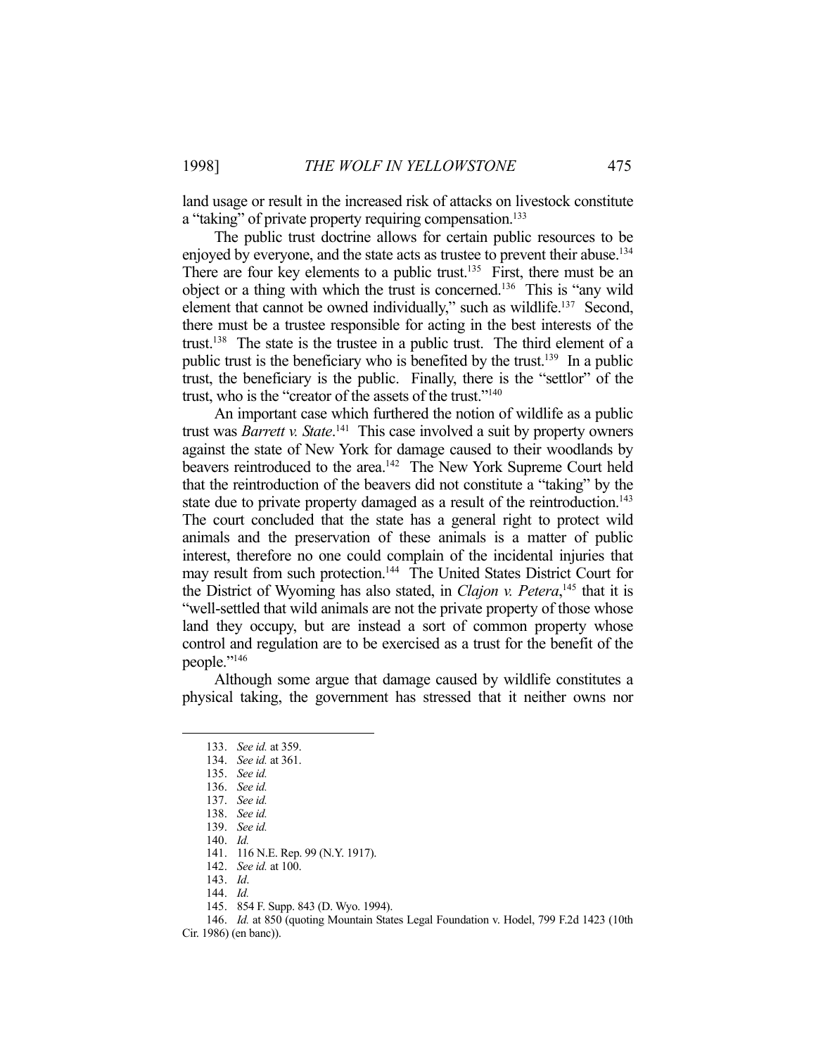land usage or result in the increased risk of attacks on livestock constitute a "taking" of private property requiring compensation.[133]

The public trust doctrine allows for certain public resources to be enjoyed by everyone, and the state acts as trustee to prevent their abuse.[134] There are four key elements to a public trust.[135] First, there must be an object or a thing with which the trust is concerned.[136] This is "any wild element that cannot be owned individually," such as wildlife.[137] Second, there must be a trustee responsible for acting in the best interests of the trust.[138] The state is the trustee in a public trust. The third element of a public trust is the beneficiary who is benefited by the trust.[139] In a public trust, the beneficiary is the public. Finally, there is the "settlor" of the trust, who is the "creator of the assets of the trust."[140]

An important case which furthered the notion of wildlife as a public trust was *Barrett v. State*.[141] This case involved a suit by property owners against the state of New York for damage caused to their woodlands by beavers reintroduced to the area.[142] The New York Supreme Court held that the reintroduction of the beavers did not constitute a "taking" by the state due to private property damaged as a result of the reintroduction.[143] The court concluded that the state has a general right to protect wild animals and the preservation of these animals is a matter of public interest, therefore no one could complain of the incidental injuries that may result from such protection.[144] The United States District Court for the District of Wyoming has also stated, in *Clajon v. Petera*,[145] that it is "well-settled that wild animals are not the private property of those whose land they occupy, but are instead a sort of common property whose control and regulation are to be exercised as a trust for the benefit of the people."[146]

Although some argue that damage caused by wildlife constitutes a physical taking, the government has stressed that it neither owns nor

---

133. *See id.* at 359.
134. *See id.* at 361.
135. *See id.*
136. *See id.*
137. *See id.*
138. *See id.*
139. *See id.*
140. *Id.*
141. 116 N.E. Rep. 99 (N.Y. 1917).
142. *See id.* at 100.
143. *Id*.
144. *Id.*
145. 854 F. Supp. 843 (D. Wyo. 1994).
146. *Id.* at 850 (quoting Mountain States Legal Foundation v. Hodel, 799 F.2d 1423 (10th Cir. 1986) (en banc)).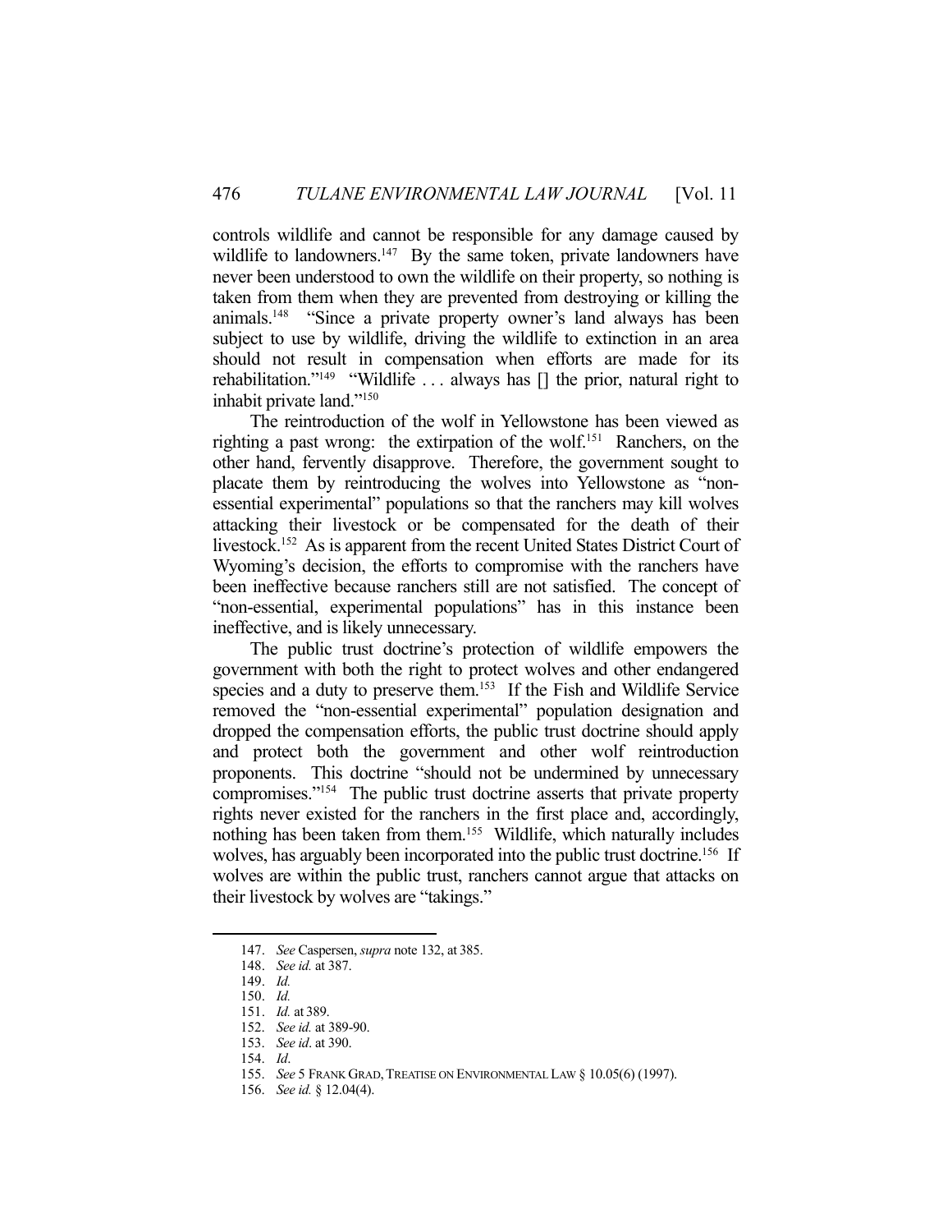controls wildlife and cannot be responsible for any damage caused by wildlife to landowners.[147] By the same token, private landowners have never been understood to own the wildlife on their property, so nothing is taken from them when they are prevented from destroying or killing the animals.[148] "Since a private property owner's land always has been subject to use by wildlife, driving the wildlife to extinction in an area should not result in compensation when efforts are made for its rehabilitation."[149] "Wildlife . . . always has [] the prior, natural right to inhabit private land."[150]

The reintroduction of the wolf in Yellowstone has been viewed as righting a past wrong: the extirpation of the wolf.[151] Ranchers, on the other hand, fervently disapprove. Therefore, the government sought to placate them by reintroducing the wolves into Yellowstone as "non-essential experimental" populations so that the ranchers may kill wolves attacking their livestock or be compensated for the death of their livestock.[152] As is apparent from the recent United States District Court of Wyoming's decision, the efforts to compromise with the ranchers have been ineffective because ranchers still are not satisfied. The concept of "non-essential, experimental populations" has in this instance been ineffective, and is likely unnecessary.

The public trust doctrine's protection of wildlife empowers the government with both the right to protect wolves and other endangered species and a duty to preserve them.[153] If the Fish and Wildlife Service removed the "non-essential experimental" population designation and dropped the compensation efforts, the public trust doctrine should apply and protect both the government and other wolf reintroduction proponents. This doctrine "should not be undermined by unnecessary compromises."[154] The public trust doctrine asserts that private property rights never existed for the ranchers in the first place and, accordingly, nothing has been taken from them.[155] Wildlife, which naturally includes wolves, has arguably been incorporated into the public trust doctrine.[156] If wolves are within the public trust, ranchers cannot argue that attacks on their livestock by wolves are "takings."

---

147. *See* Caspersen, *supra* note 132, at 385.

148. *See id.* at 387.

149. *Id.*

150. *Id.*

151. *Id.* at 389.

152. *See id.* at 389-90.

153. *See id*. at 390.

154. *Id*.

155. *See* 5 FRANK GRAD, TREATISE ON ENVIRONMENTAL LAW § 10.05(6) (1997).

156. *See id.* § 12.04(4).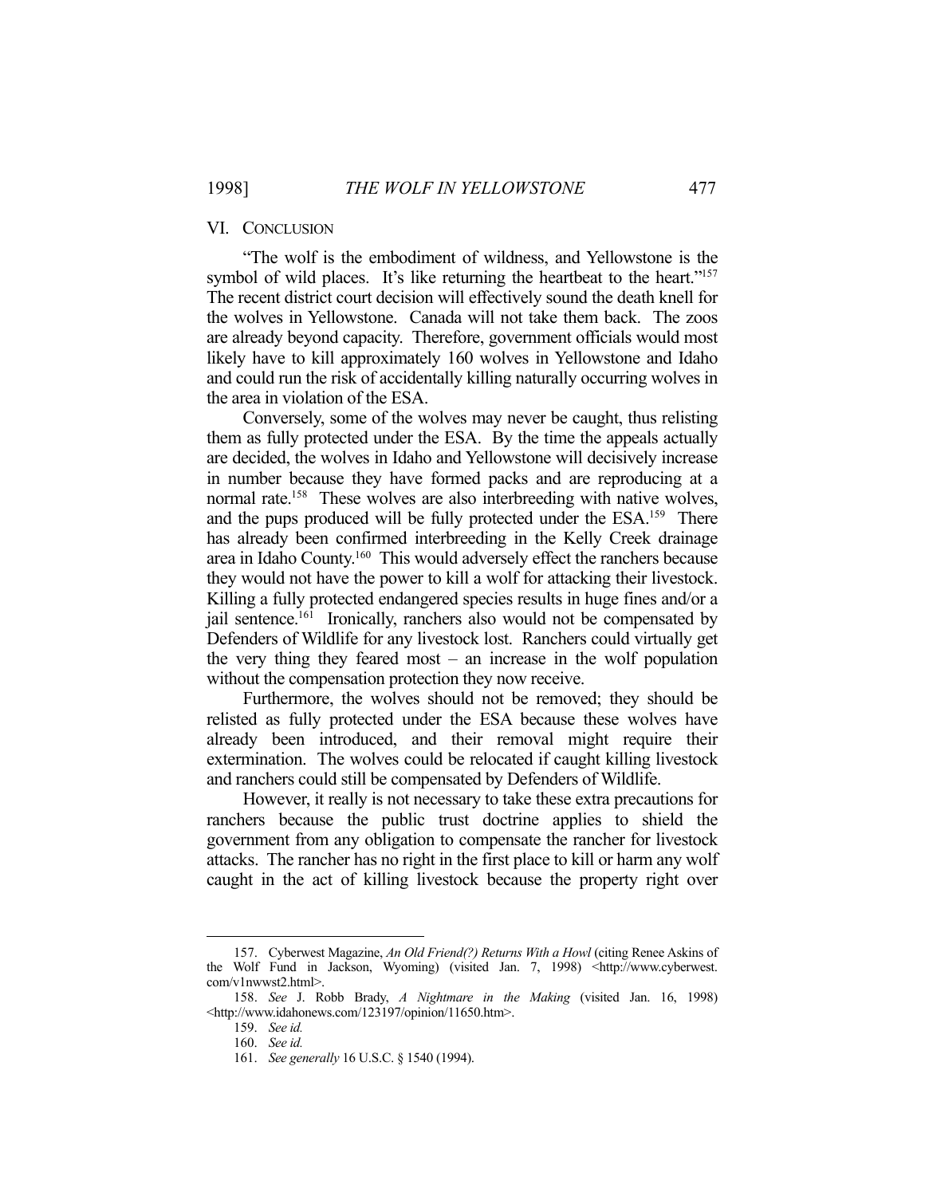## VI. CONCLUSION

"The wolf is the embodiment of wildness, and Yellowstone is the symbol of wild places. It's like returning the heartbeat to the heart."[157] The recent district court decision will effectively sound the death knell for the wolves in Yellowstone. Canada will not take them back. The zoos are already beyond capacity. Therefore, government officials would most likely have to kill approximately 160 wolves in Yellowstone and Idaho and could run the risk of accidentally killing naturally occurring wolves in the area in violation of the ESA.

Conversely, some of the wolves may never be caught, thus relisting them as fully protected under the ESA. By the time the appeals actually are decided, the wolves in Idaho and Yellowstone will decisively increase in number because they have formed packs and are reproducing at a normal rate.[158] These wolves are also interbreeding with native wolves, and the pups produced will be fully protected under the ESA.[159] There has already been confirmed interbreeding in the Kelly Creek drainage area in Idaho County.[160] This would adversely effect the ranchers because they would not have the power to kill a wolf for attacking their livestock. Killing a fully protected endangered species results in huge fines and/or a jail sentence.[161] Ironically, ranchers also would not be compensated by Defenders of Wildlife for any livestock lost. Ranchers could virtually get the very thing they feared most – an increase in the wolf population without the compensation protection they now receive.

Furthermore, the wolves should not be removed; they should be relisted as fully protected under the ESA because these wolves have already been introduced, and their removal might require their extermination. The wolves could be relocated if caught killing livestock and ranchers could still be compensated by Defenders of Wildlife.

However, it really is not necessary to take these extra precautions for ranchers because the public trust doctrine applies to shield the government from any obligation to compensate the rancher for livestock attacks. The rancher has no right in the first place to kill or harm any wolf caught in the act of killing livestock because the property right over

---

157. Cyberwest Magazine, *An Old Friend(?) Returns With a Howl* (citing Renee Askins of the Wolf Fund in Jackson, Wyoming) (visited Jan. 7, 1998) <http://www.cyberwest.com/v1nwwst2.html>.

158. *See* J. Robb Brady, *A Nightmare in the Making* (visited Jan. 16, 1998) <http://www.idahonews.com/123197/opinion/11650.htm>.

159. *See id.*

160. *See id.*

161. *See generally* 16 U.S.C. § 1540 (1994).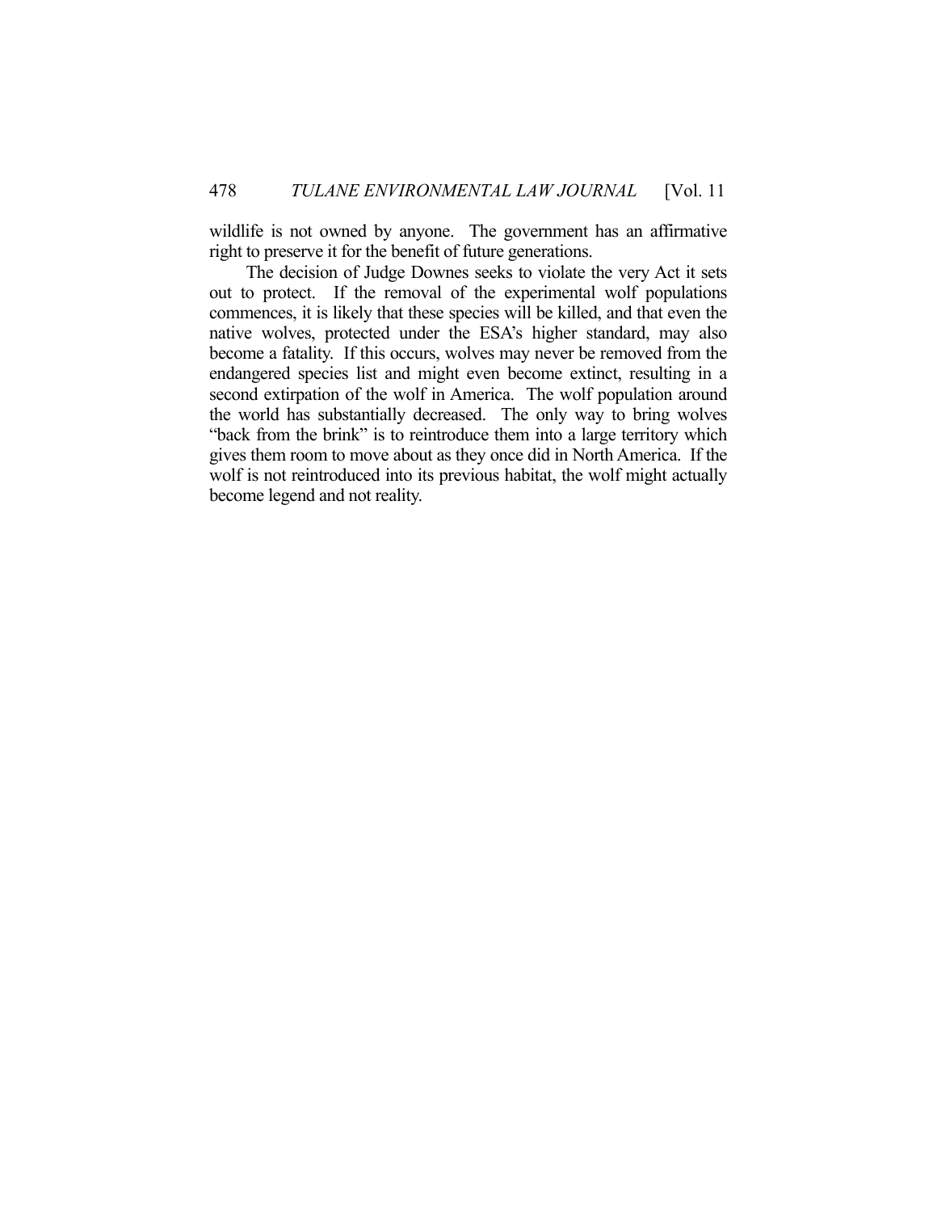wildlife is not owned by anyone. The government has an affirmative right to preserve it for the benefit of future generations.

The decision of Judge Downes seeks to violate the very Act it sets out to protect. If the removal of the experimental wolf populations commences, it is likely that these species will be killed, and that even the native wolves, protected under the ESA's higher standard, may also become a fatality. If this occurs, wolves may never be removed from the endangered species list and might even become extinct, resulting in a second extirpation of the wolf in America. The wolf population around the world has substantially decreased. The only way to bring wolves "back from the brink" is to reintroduce them into a large territory which gives them room to move about as they once did in North America. If the wolf is not reintroduced into its previous habitat, the wolf might actually become legend and not reality.